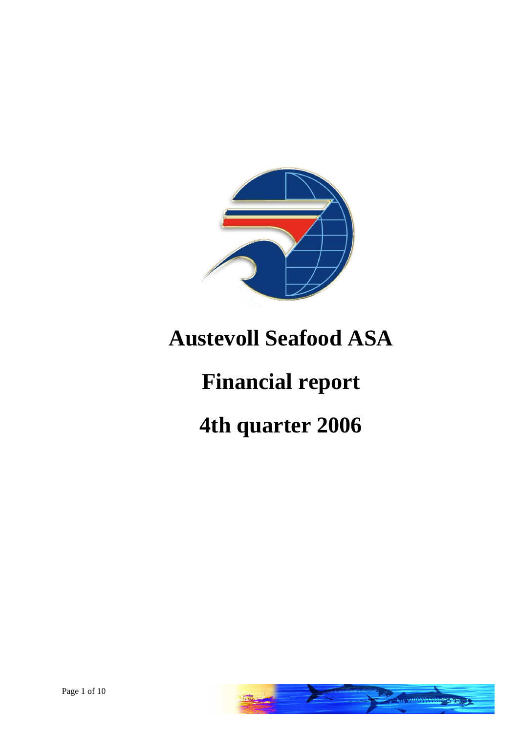# Austevoll Seafood ASA

# Financial report

# 4th quarter 2006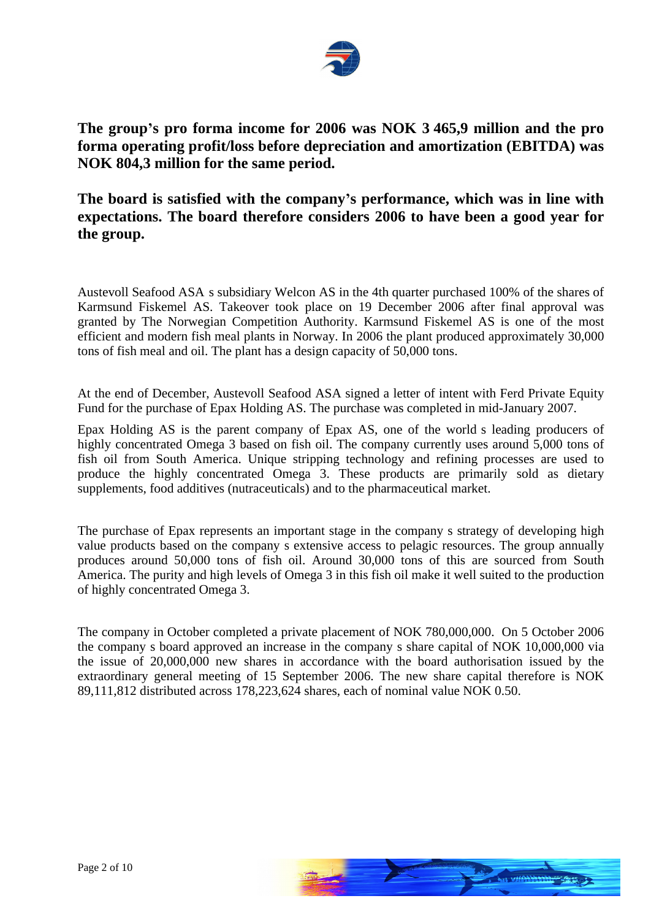**The group's pro forma income for 2006 was NOK 3 465,9 million and the pro forma operating profit/loss before depreciation and amortization (EBITDA) was NOK 804,3 million for the same period.**

**The board is satisfied with the company's performance, which was in line with expectations. The board therefore considers 2006 to have been a good year for the group.**

Austevoll Seafood ASA s subsidiary Welcon AS in the 4th quarter purchased 100% of the shares of Karmsund Fiskemel AS. Takeover took place on 19 December 2006 after final approval was granted by The Norwegian Competition Authority. Karmsund Fiskemel AS is one of the most efficient and modern fish meal plants in Norway. In 2006 the plant produced approximately 30,000 tons of fish meal and oil. The plant has a design capacity of 50,000 tons.

At the end of December, Austevoll Seafood ASA signed a letter of intent with Ferd Private Equity Fund for the purchase of Epax Holding AS. The purchase was completed in mid-January 2007.

Epax Holding AS is the parent company of Epax AS, one of the world s leading producers of highly concentrated Omega 3 based on fish oil. The company currently uses around 5,000 tons of fish oil from South America. Unique stripping technology and refining processes are used to produce the highly concentrated Omega 3. These products are primarily sold as dietary supplements, food additives (nutraceuticals) and to the pharmaceutical market.

The purchase of Epax represents an important stage in the company s strategy of developing high value products based on the company s extensive access to pelagic resources. The group annually produces around 50,000 tons of fish oil. Around 30,000 tons of this are sourced from South America. The purity and high levels of Omega 3 in this fish oil make it well suited to the production of highly concentrated Omega 3.

The company in October completed a private placement of NOK 780,000,000. On 5 October 2006 the company s board approved an increase in the company s share capital of NOK 10,000,000 via the issue of 20,000,000 new shares in accordance with the board authorisation issued by the extraordinary general meeting of 15 September 2006. The new share capital therefore is NOK 89,111,812 distributed across 178,223,624 shares, each of nominal value NOK 0.50.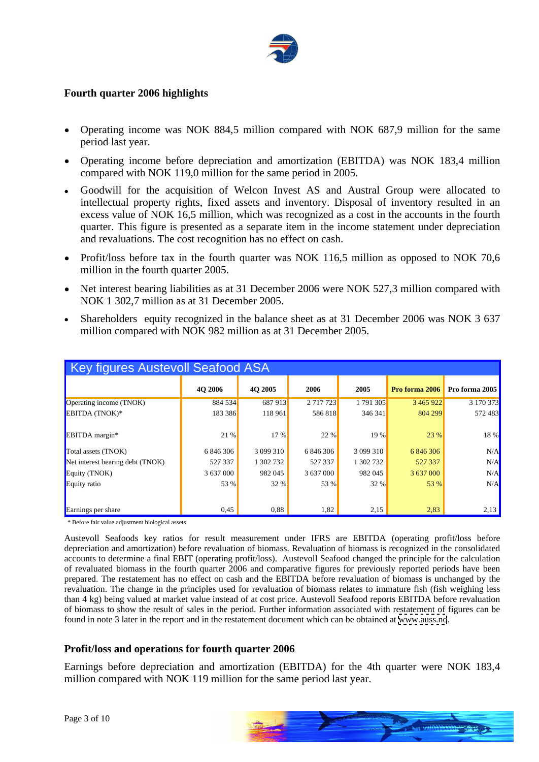## Fourth quarter 2006 highlights

- Operating income was NOK 884,5 million compared with NOK 687,9 million for the same period last year.
- Operating income before depreciation and amortization (EBITDA) was NOK 183,4 million compared with NOK 119,0 million for the same period in 2005.
- Goodwill for the acquisition of Welcon Invest AS and Austral Group were allocated to intellectual property rights, fixed assets and inventory. Disposal of inventory resulted in an excess value of NOK 16,5 million, which was recognized as a cost in the accounts in the fourth quarter. This figure is presented as a separate item in the income statement under depreciation and revaluations. The cost recognition has no effect on cash.
- Profit/loss before tax in the fourth quarter was NOK 116,5 million as opposed to NOK 70,6 million in the fourth quarter 2005.
- Net interest bearing liabilities as at 31 December 2006 were NOK 527,3 million compared with NOK 1 302,7 million as at 31 December 2005.
- Shareholders equity recognized in the balance sheet as at 31 December 2006 was NOK 3 637 million compared with NOK 982 million as at 31 December 2005.

**Key figures Austevoll Seafood ASA**

| | 4Q 2006 | 4Q 2005 | 2006 | 2005 | Pro forma 2006 | Pro forma 2005 |
|---|---|---|---|---|---|---|
| Operating income (TNOK) | 884 534 | 687 913 | 2 717 723 | 1 791 305 | 3 465 922 | 3 170 373 |
| EBITDA (TNOK)* | 183 386 | 118 961 | 586 818 | 346 341 | 804 299 | 572 483 |
| EBITDA margin* | 21 % | 17 % | 22 % | 19 % | 23 % | 18 % |
| Total assets (TNOK) | 6 846 306 | 3 099 310 | 6 846 306 | 3 099 310 | 6 846 306 | N/A |
| Net interest bearing debt (TNOK) | 527 337 | 1 302 732 | 527 337 | 1 302 732 | 527 337 | N/A |
| Equity (TNOK) | 3 637 000 | 982 045 | 3 637 000 | 982 045 | 3 637 000 | N/A |
| Equity ratio | 53 % | 32 % | 53 % | 32 % | 53 % | N/A |
| Earnings per share | 0,45 | 0,88 | 1,82 | 2,15 | 2,83 | 2,13 |

\* Before fair value adjustment biological assets

Austevoll Seafoods key ratios for result measurement under IFRS are EBITDA (operating profit/loss before depreciation and amortization) before revaluation of biomass. Revaluation of biomass is recognized in the consolidated accounts to determine a final EBIT (operating profit/loss). Austevoll Seafood changed the principle for the calculation of revaluated biomass in the fourth quarter 2006 and comparative figures for previously reported periods have been prepared. The restatement has no effect on cash and the EBITDA before revaluation of biomass is unchanged by the revaluation. The change in the principles used for revaluation of biomass relates to immature fish (fish weighing less than 4 kg) being valued at market value instead of at cost price. Austevoll Seafood reports EBITDA before revaluation of biomass to show the result of sales in the period. Further information associated with restatement of figures can be found in note 3 later in the report and in the restatement document which can be obtained at www.auss.no.

## Profit/loss and operations for fourth quarter 2006

Earnings before depreciation and amortization (EBITDA) for the 4th quarter were NOK 183,4 million compared with NOK 119 million for the same period last year.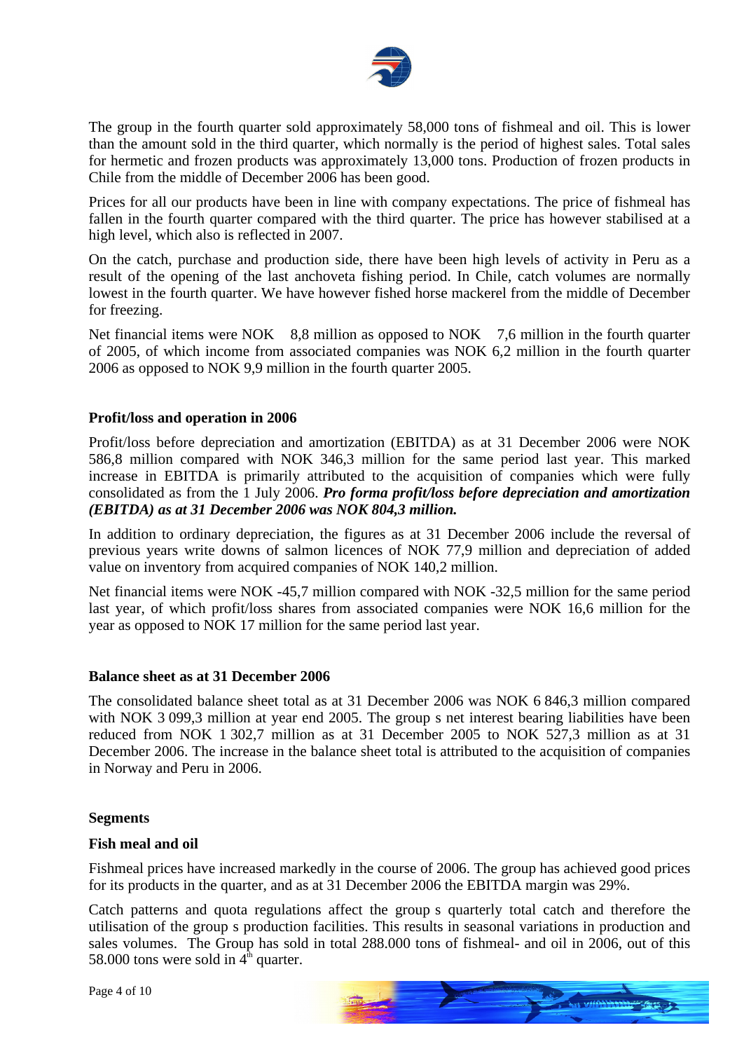The group in the fourth quarter sold approximately 58,000 tons of fishmeal and oil. This is lower than the amount sold in the third quarter, which normally is the period of highest sales. Total sales for hermetic and frozen products was approximately 13,000 tons. Production of frozen products in Chile from the middle of December 2006 has been good.

Prices for all our products have been in line with company expectations. The price of fishmeal has fallen in the fourth quarter compared with the third quarter. The price has however stabilised at a high level, which also is reflected in 2007.

On the catch, purchase and production side, there have been high levels of activity in Peru as a result of the opening of the last anchoveta fishing period. In Chile, catch volumes are normally lowest in the fourth quarter. We have however fished horse mackerel from the middle of December for freezing.

Net financial items were NOK  8,8 million as opposed to NOK  7,6 million in the fourth quarter of 2005, of which income from associated companies was NOK 6,2 million in the fourth quarter 2006 as opposed to NOK 9,9 million in the fourth quarter 2005.

**Profit/loss and operation in 2006**

Profit/loss before depreciation and amortization (EBITDA) as at 31 December 2006 were NOK 586,8 million compared with NOK 346,3 million for the same period last year. This marked increase in EBITDA is primarily attributed to the acquisition of companies which were fully consolidated as from the 1 July 2006. ***Pro forma profit/loss before depreciation and amortization (EBITDA) as at 31 December 2006 was NOK 804,3 million.***

In addition to ordinary depreciation, the figures as at 31 December 2006 include the reversal of previous years write downs of salmon licences of NOK 77,9 million and depreciation of added value on inventory from acquired companies of NOK 140,2 million.

Net financial items were NOK -45,7 million compared with NOK -32,5 million for the same period last year, of which profit/loss shares from associated companies were NOK 16,6 million for the year as opposed to NOK 17 million for the same period last year.

**Balance sheet as at 31 December 2006**

The consolidated balance sheet total as at 31 December 2006 was NOK 6 846,3 million compared with NOK 3 099,3 million at year end 2005. The group s net interest bearing liabilities have been reduced from NOK 1 302,7 million as at 31 December 2005 to NOK 527,3 million as at 31 December 2006. The increase in the balance sheet total is attributed to the acquisition of companies in Norway and Peru in 2006.

**Segments**

**Fish meal and oil**

Fishmeal prices have increased markedly in the course of 2006. The group has achieved good prices for its products in the quarter, and as at 31 December 2006 the EBITDA margin was 29%.

Catch patterns and quota regulations affect the group s quarterly total catch and therefore the utilisation of the group s production facilities. This results in seasonal variations in production and sales volumes. The Group has sold in total 288.000 tons of fishmeal- and oil in 2006, out of this 58.000 tons were sold in 4th quarter.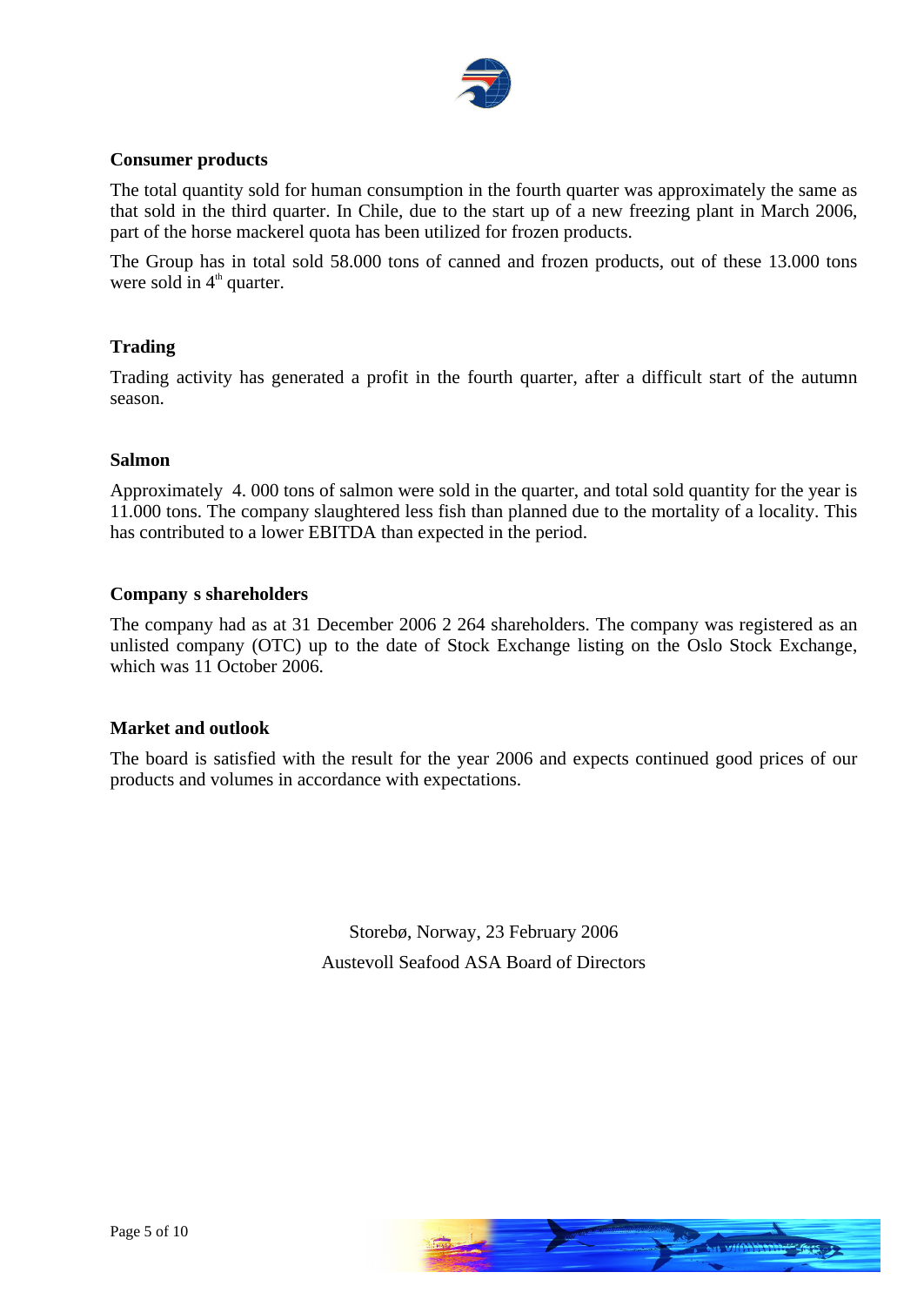**Consumer products**

The total quantity sold for human consumption in the fourth quarter was approximately the same as that sold in the third quarter. In Chile, due to the start up of a new freezing plant in March 2006, part of the horse mackerel quota has been utilized for frozen products.

The Group has in total sold 58.000 tons of canned and frozen products, out of these 13.000 tons were sold in 4th quarter.

**Trading**

Trading activity has generated a profit in the fourth quarter, after a difficult start of the autumn season.

**Salmon**

Approximately 4. 000 tons of salmon were sold in the quarter, and total sold quantity for the year is 11.000 tons. The company slaughtered less fish than planned due to the mortality of a locality. This has contributed to a lower EBITDA than expected in the period.

**Company s shareholders**

The company had as at 31 December 2006 2 264 shareholders. The company was registered as an unlisted company (OTC) up to the date of Stock Exchange listing on the Oslo Stock Exchange, which was 11 October 2006.

**Market and outlook**

The board is satisfied with the result for the year 2006 and expects continued good prices of our products and volumes in accordance with expectations.

Storebø, Norway, 23 February 2006

Austevoll Seafood ASA Board of Directors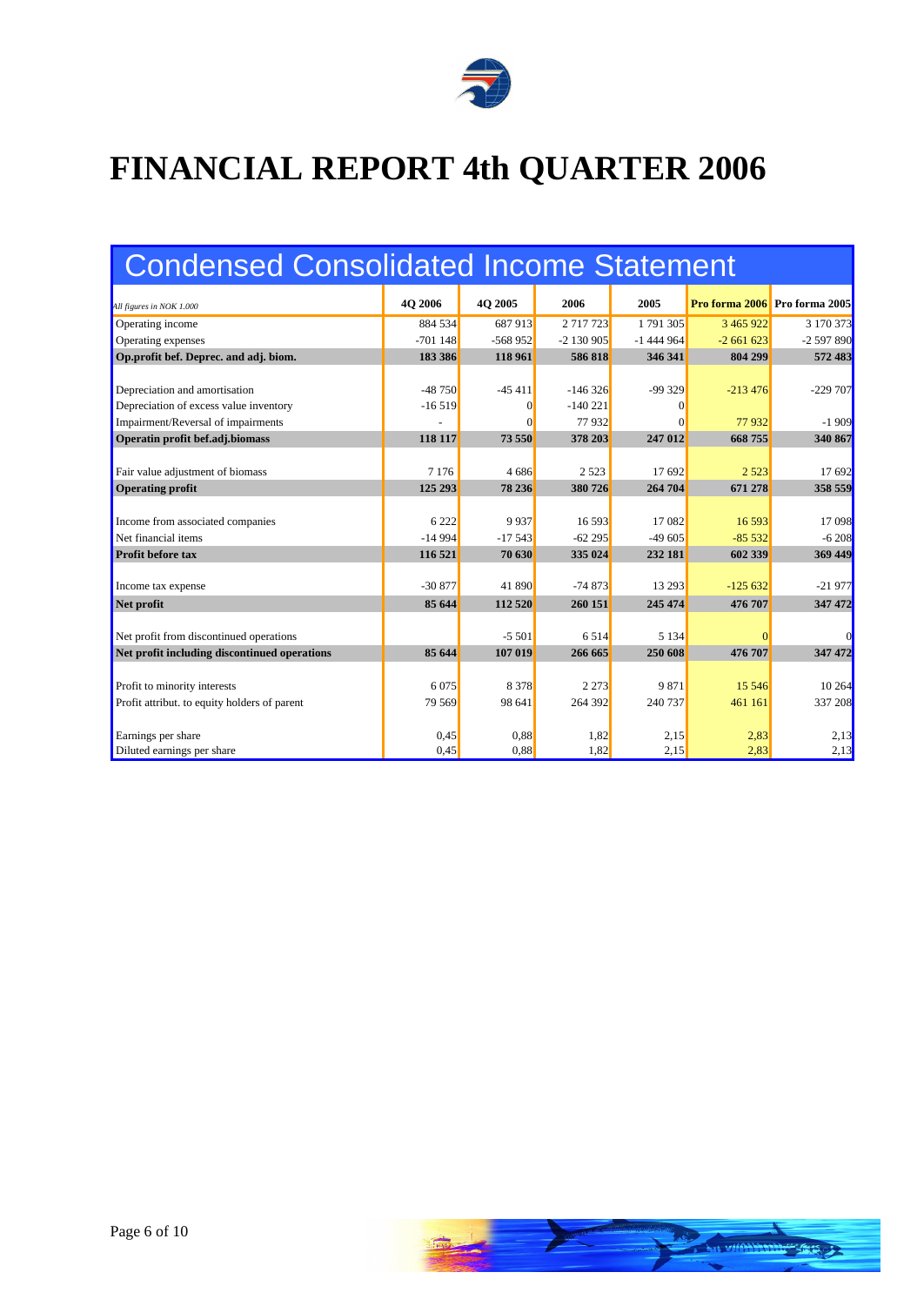# FINANCIAL REPORT 4th QUARTER 2006

## Condensed Consolidated Income Statement

| *All figures in NOK 1.000* | 4Q 2006 | 4Q 2005 | 2006 | 2005 | Pro forma 2006 | Pro forma 2005 |
|---|---|---|---|---|---|---|
| Operating income | 884 534 | 687 913 | 2 717 723 | 1 791 305 | 3 465 922 | 3 170 373 |
| Operating expenses | -701 148 | -568 952 | -2 130 905 | -1 444 964 | -2 661 623 | -2 597 890 |
| **Op.profit bef. Deprec. and adj. biom.** | **183 386** | **118 961** | **586 818** | **346 341** | **804 299** | **572 483** |
| | | | | | | |
| Depreciation and amortisation | -48 750 | -45 411 | -146 326 | -99 329 | -213 476 | -229 707 |
| Depreciation of excess value inventory | -16 519 | 0 | -140 221 | 0 | | |
| Impairment/Reversal of impairments | - | 0 | 77 932 | 0 | 77 932 | -1 909 |
| **Operatin profit bef.adj.biomass** | **118 117** | **73 550** | **378 203** | **247 012** | **668 755** | **340 867** |
| | | | | | | |
| Fair value adjustment of biomass | 7 176 | 4 686 | 2 523 | 17 692 | 2 523 | 17 692 |
| **Operating profit** | **125 293** | **78 236** | **380 726** | **264 704** | **671 278** | **358 559** |
| | | | | | | |
| Income from associated companies | 6 222 | 9 937 | 16 593 | 17 082 | 16 593 | 17 098 |
| Net financial items | -14 994 | -17 543 | -62 295 | -49 605 | -85 532 | -6 208 |
| **Profit before tax** | **116 521** | **70 630** | **335 024** | **232 181** | **602 339** | **369 449** |
| | | | | | | |
| Income tax expense | -30 877 | 41 890 | -74 873 | 13 293 | -125 632 | -21 977 |
| **Net profit** | **85 644** | **112 520** | **260 151** | **245 474** | **476 707** | **347 472** |
| | | | | | | |
| Net profit from discontinued operations | | -5 501 | 6 514 | 5 134 | 0 | 0 |
| **Net profit including discontinued operations** | **85 644** | **107 019** | **266 665** | **250 608** | **476 707** | **347 472** |
| | | | | | | |
| Profit to minority interests | 6 075 | 8 378 | 2 273 | 9 871 | 15 546 | 10 264 |
| Profit attribut. to equity holders of parent | 79 569 | 98 641 | 264 392 | 240 737 | 461 161 | 337 208 |
| | | | | | | |
| Earnings per share | 0,45 | 0,88 | 1,82 | 2,15 | 2,83 | 2,13 |
| Diluted earnings per share | 0,45 | 0,88 | 1,82 | 2,15 | 2,83 | 2,13 |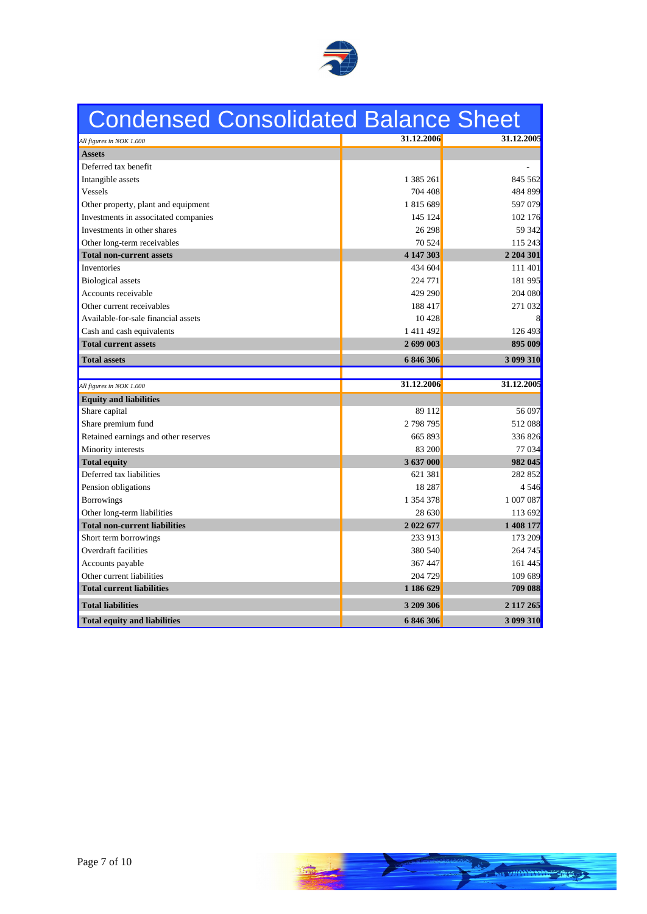# Condensed Consolidated Balance Sheet

| *All figures in NOK 1.000* | 31.12.2006 | 31.12.2005 |
|---|---|---|
| **Assets** | | |
| Deferred tax benefit | | - |
| Intangible assets | 1 385 261 | 845 562 |
| Vessels | 704 408 | 484 899 |
| Other property, plant and equipment | 1 815 689 | 597 079 |
| Investments in associated companies | 145 124 | 102 176 |
| Investments in other shares | 26 298 | 59 342 |
| Other long-term receivables | 70 524 | 115 243 |
| **Total non-current assets** | **4 147 303** | **2 204 301** |
| Inventories | 434 604 | 111 401 |
| Biological assets | 224 771 | 181 995 |
| Accounts receivable | 429 290 | 204 080 |
| Other current receivables | 188 417 | 271 032 |
| Available-for-sale financial assets | 10 428 | 8 |
| Cash and cash equivalents | 1 411 492 | 126 493 |
| **Total current assets** | **2 699 003** | **895 009** |
| **Total assets** | **6 846 306** | **3 099 310** |

| *All figures in NOK 1.000* | 31.12.2006 | 31.12.2005 |
|---|---|---|
| **Equity and liabilities** | | |
| Share capital | 89 112 | 56 097 |
| Share premium fund | 2 798 795 | 512 088 |
| Retained earnings and other reserves | 665 893 | 336 826 |
| Minority interests | 83 200 | 77 034 |
| **Total equity** | **3 637 000** | **982 045** |
| Deferred tax liabilities | 621 381 | 282 852 |
| Pension obligations | 18 287 | 4 546 |
| Borrowings | 1 354 378 | 1 007 087 |
| Other long-term liabilities | 28 630 | 113 692 |
| **Total non-current liabilities** | **2 022 677** | **1 408 177** |
| Short term borrowings | 233 913 | 173 209 |
| Overdraft facilities | 380 540 | 264 745 |
| Accounts payable | 367 447 | 161 445 |
| Other current liabilities | 204 729 | 109 689 |
| **Total current liabilities** | **1 186 629** | **709 088** |
| **Total liabilities** | **3 209 306** | **2 117 265** |
| **Total equity and liabilities** | **6 846 306** | **3 099 310** |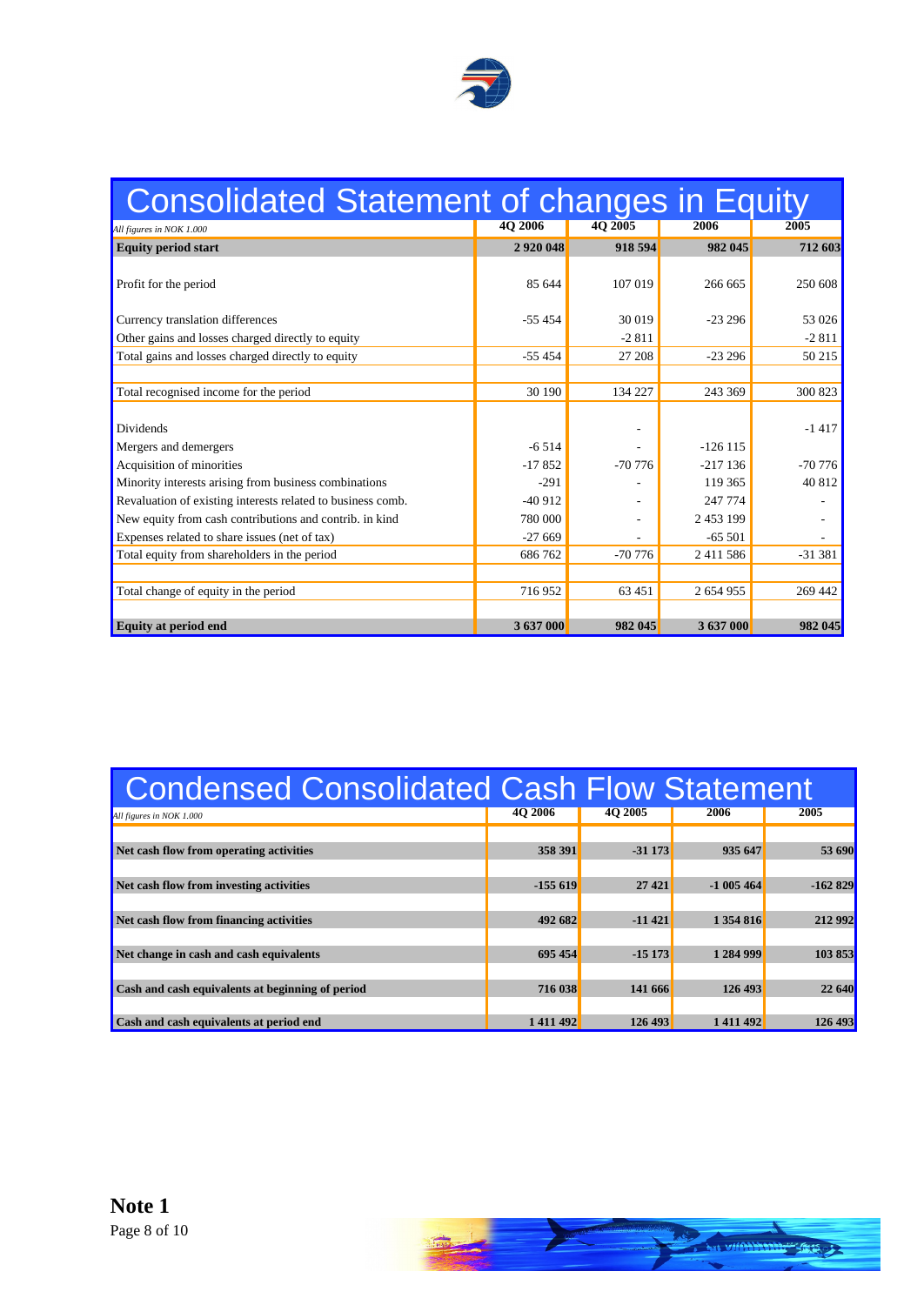# Consolidated Statement of changes in Equity

| *All figures in NOK 1.000* | 4Q 2006 | 4Q 2005 | 2006 | 2005 |
|---|---|---|---|---|
| **Equity period start** | **2 920 048** | **918 594** | **982 045** | **712 603** |
| Profit for the period | 85 644 | 107 019 | 266 665 | 250 608 |
| Currency translation differences | -55 454 | 30 019 | -23 296 | 53 026 |
| Other gains and losses charged directly to equity | | -2 811 | | -2 811 |
| Total gains and losses charged directly to equity | -55 454 | 27 208 | -23 296 | 50 215 |
| Total recognised income for the period | 30 190 | 134 227 | 243 369 | 300 823 |
| Dividends | | - | | -1 417 |
| Mergers and demergers | -6 514 | - | -126 115 | |
| Acquisition of minorities | -17 852 | -70 776 | -217 136 | -70 776 |
| Minority interests arising from business combinations | -291 | - | 119 365 | 40 812 |
| Revaluation of existing interests related to business comb. | -40 912 | - | 247 774 | - |
| New equity from cash contributions and contrib. in kind | 780 000 | - | 2 453 199 | - |
| Expenses related to share issues (net of tax) | -27 669 | - | -65 501 | - |
| Total equity from shareholders in the period | 686 762 | -70 776 | 2 411 586 | -31 381 |
| Total change of equity in the period | 716 952 | 63 451 | 2 654 955 | 269 442 |
| **Equity at period end** | **3 637 000** | **982 045** | **3 637 000** | **982 045** |

# Condensed Consolidated Cash Flow Statement

| *All figures in NOK 1.000* | 4Q 2006 | 4Q 2005 | 2006 | 2005 |
|---|---|---|---|---|
| **Net cash flow from operating activities** | **358 391** | **-31 173** | **935 647** | **53 690** |
| **Net cash flow from investing activities** | **-155 619** | **27 421** | **-1 005 464** | **-162 829** |
| **Net cash flow from financing activities** | **492 682** | **-11 421** | **1 354 816** | **212 992** |
| **Net change in cash and cash equivalents** | **695 454** | **-15 173** | **1 284 999** | **103 853** |
| **Cash and cash equivalents at beginning of period** | **716 038** | **141 666** | **126 493** | **22 640** |
| **Cash and cash equivalents at period end** | **1 411 492** | **126 493** | **1 411 492** | **126 493** |

**Note 1**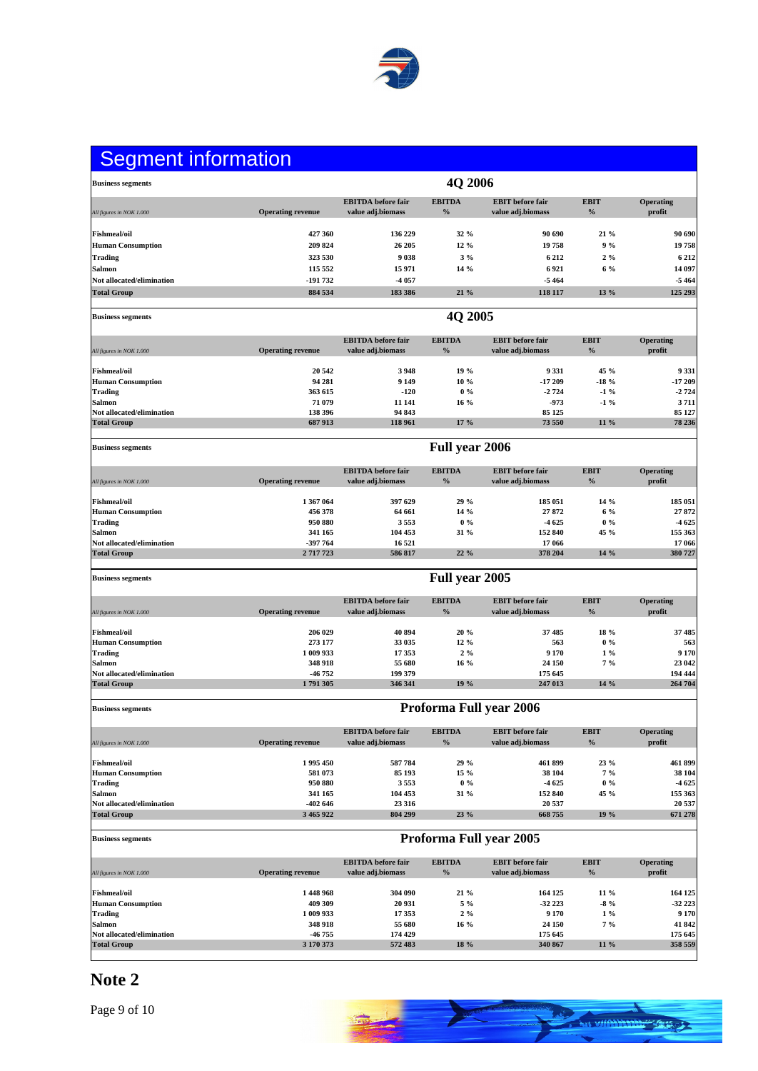# Segment information

**Business segments** — **4Q 2006**

| *All figures in NOK 1.000* | Operating revenue | EBITDA before fair value adj.biomass | EBITDA % | EBIT before fair value adj.biomass | EBIT % | Operating profit |
|---|---|---|---|---|---|---|
| **Fishmeal/oil** | 427 360 | 136 229 | 32 % | 90 690 | 21 % | 90 690 |
| **Human Consumption** | 209 824 | 26 205 | 12 % | 19 758 | 9 % | 19 758 |
| **Trading** | 323 530 | 9 038 | 3 % | 6 212 | 2 % | 6 212 |
| **Salmon** | 115 552 | 15 971 | 14 % | 6 921 | 6 % | 14 097 |
| **Not allocated/elimination** | -191 732 | -4 057 | | -5 464 | | -5 464 |
| **Total Group** | 884 534 | 183 386 | 21 % | 118 117 | 13 % | 125 293 |

**Business segments** — **4Q 2005**

| *All figures in NOK 1.000* | Operating revenue | EBITDA before fair value adj.biomass | EBITDA % | EBIT before fair value adj.biomass | EBIT % | Operating profit |
|---|---|---|---|---|---|---|
| **Fishmeal/oil** | 20 542 | 3 948 | 19 % | 9 331 | 45 % | 9 331 |
| **Human Consumption** | 94 281 | 9 149 | 10 % | -17 209 | -18 % | -17 209 |
| **Trading** | 363 615 | -120 | 0 % | -2 724 | -1 % | -2 724 |
| **Salmon** | 71 079 | 11 141 | 16 % | -973 | -1 % | 3 711 |
| **Not allocated/elimination** | 138 396 | 94 843 | | 85 125 | | 85 127 |
| **Total Group** | 687 913 | 118 961 | 17 % | 73 550 | 11 % | 78 236 |

**Business segments** — **Full year 2006**

| *All figures in NOK 1.000* | Operating revenue | EBITDA before fair value adj.biomass | EBITDA % | EBIT before fair value adj.biomass | EBIT % | Operating profit |
|---|---|---|---|---|---|---|
| **Fishmeal/oil** | 1 367 064 | 397 629 | 29 % | 185 051 | 14 % | 185 051 |
| **Human Consumption** | 456 378 | 64 661 | 14 % | 27 872 | 6 % | 27 872 |
| **Trading** | 950 880 | 3 553 | 0 % | -4 625 | 0 % | -4 625 |
| **Salmon** | 341 165 | 104 453 | 31 % | 152 840 | 45 % | 155 363 |
| **Not allocated/elimination** | -397 764 | 16 521 | | 17 066 | | 17 066 |
| **Total Group** | 2 717 723 | 586 817 | 22 % | 378 204 | 14 % | 380 727 |

**Business segments** — **Full year 2005**

| *All figures in NOK 1.000* | Operating revenue | EBITDA before fair value adj.biomass | EBITDA % | EBIT before fair value adj.biomass | EBIT % | Operating profit |
|---|---|---|---|---|---|---|
| **Fishmeal/oil** | 206 029 | 40 894 | 20 % | 37 485 | 18 % | 37 485 |
| **Human Consumption** | 273 177 | 33 035 | 12 % | 563 | 0 % | 563 |
| **Trading** | 1 009 933 | 17 353 | 2 % | 9 170 | 1 % | 9 170 |
| **Salmon** | 348 918 | 55 680 | 16 % | 24 150 | 7 % | 23 042 |
| **Not allocated/elimination** | -46 752 | 199 379 | | 175 645 | | 194 444 |
| **Total Group** | 1 791 305 | 346 341 | 19 % | 247 013 | 14 % | 264 704 |

**Business segments** — **Proforma Full year 2006**

| *All figures in NOK 1.000* | Operating revenue | EBITDA before fair value adj.biomass | EBITDA % | EBIT before fair value adj.biomass | EBIT % | Operating profit |
|---|---|---|---|---|---|---|
| **Fishmeal/oil** | 1 995 450 | 587 784 | 29 % | 461 899 | 23 % | 461 899 |
| **Human Consumption** | 581 073 | 85 193 | 15 % | 38 104 | 7 % | 38 104 |
| **Trading** | 950 880 | 3 553 | 0 % | -4 625 | 0 % | -4 625 |
| **Salmon** | 341 165 | 104 453 | 31 % | 152 840 | 45 % | 155 363 |
| **Not allocated/elimination** | -402 646 | 23 316 | | 20 537 | | 20 537 |
| **Total Group** | 3 465 922 | 804 299 | 23 % | 668 755 | 19 % | 671 278 |

**Business segments** — **Proforma Full year 2005**

| *All figures in NOK 1.000* | Operating revenue | EBITDA before fair value adj.biomass | EBITDA % | EBIT before fair value adj.biomass | EBIT % | Operating profit |
|---|---|---|---|---|---|---|
| **Fishmeal/oil** | 1 448 968 | 304 090 | 21 % | 164 125 | 11 % | 164 125 |
| **Human Consumption** | 409 309 | 20 931 | 5 % | -32 223 | -8 % | -32 223 |
| **Trading** | 1 009 933 | 17 353 | 2 % | 9 170 | 1 % | 9 170 |
| **Salmon** | 348 918 | 55 680 | 16 % | 24 150 | 7 % | 41 842 |
| **Not allocated/elimination** | -46 755 | 174 429 | | 175 645 | | 175 645 |
| **Total Group** | 3 170 373 | 572 483 | 18 % | 340 867 | 11 % | 358 559 |

## Note 2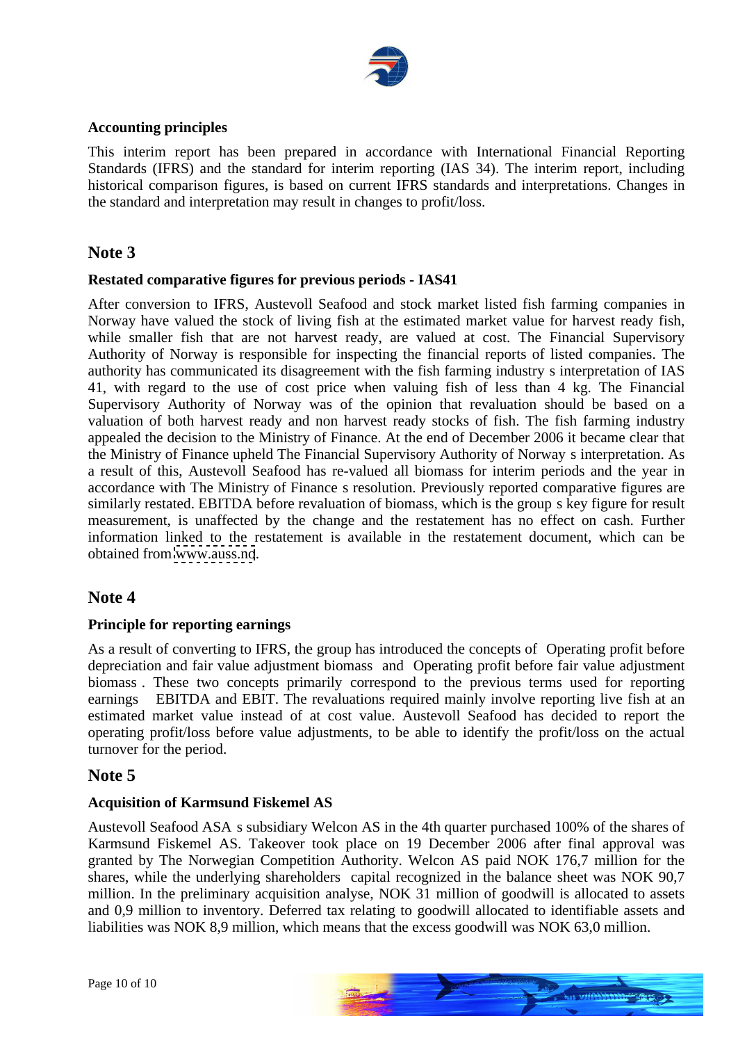### Accounting principles

This interim report has been prepared in accordance with International Financial Reporting Standards (IFRS) and the standard for interim reporting (IAS 34). The interim report, including historical comparison figures, is based on current IFRS standards and interpretations. Changes in the standard and interpretation may result in changes to profit/loss.

## Note 3

### Restated comparative figures for previous periods - IAS41

After conversion to IFRS, Austevoll Seafood and stock market listed fish farming companies in Norway have valued the stock of living fish at the estimated market value for harvest ready fish, while smaller fish that are not harvest ready, are valued at cost. The Financial Supervisory Authority of Norway is responsible for inspecting the financial reports of listed companies. The authority has communicated its disagreement with the fish farming industry s interpretation of IAS 41, with regard to the use of cost price when valuing fish of less than 4 kg. The Financial Supervisory Authority of Norway was of the opinion that revaluation should be based on a valuation of both harvest ready and non harvest ready stocks of fish. The fish farming industry appealed the decision to the Ministry of Finance. At the end of December 2006 it became clear that the Ministry of Finance upheld The Financial Supervisory Authority of Norway s interpretation. As a result of this, Austevoll Seafood has re-valued all biomass for interim periods and the year in accordance with The Ministry of Finance s resolution. Previously reported comparative figures are similarly restated. EBITDA before revaluation of biomass, which is the group s key figure for result measurement, is unaffected by the change and the restatement has no effect on cash. Further information linked to the restatement is available in the restatement document, which can be obtained from www.auss.no.

## Note 4

### Principle for reporting earnings

As a result of converting to IFRS, the group has introduced the concepts of Operating profit before depreciation and fair value adjustment biomass and Operating profit before fair value adjustment biomass . These two concepts primarily correspond to the previous terms used for reporting earnings EBITDA and EBIT. The revaluations required mainly involve reporting live fish at an estimated market value instead of at cost value. Austevoll Seafood has decided to report the operating profit/loss before value adjustments, to be able to identify the profit/loss on the actual turnover for the period.

## Note 5

### Acquisition of Karmsund Fiskemel AS

Austevoll Seafood ASA s subsidiary Welcon AS in the 4th quarter purchased 100% of the shares of Karmsund Fiskemel AS. Takeover took place on 19 December 2006 after final approval was granted by The Norwegian Competition Authority. Welcon AS paid NOK 176,7 million for the shares, while the underlying shareholders capital recognized in the balance sheet was NOK 90,7 million. In the preliminary acquisition analyse, NOK 31 million of goodwill is allocated to assets and 0,9 million to inventory. Deferred tax relating to goodwill allocated to identifiable assets and liabilities was NOK 8,9 million, which means that the excess goodwill was NOK 63,0 million.